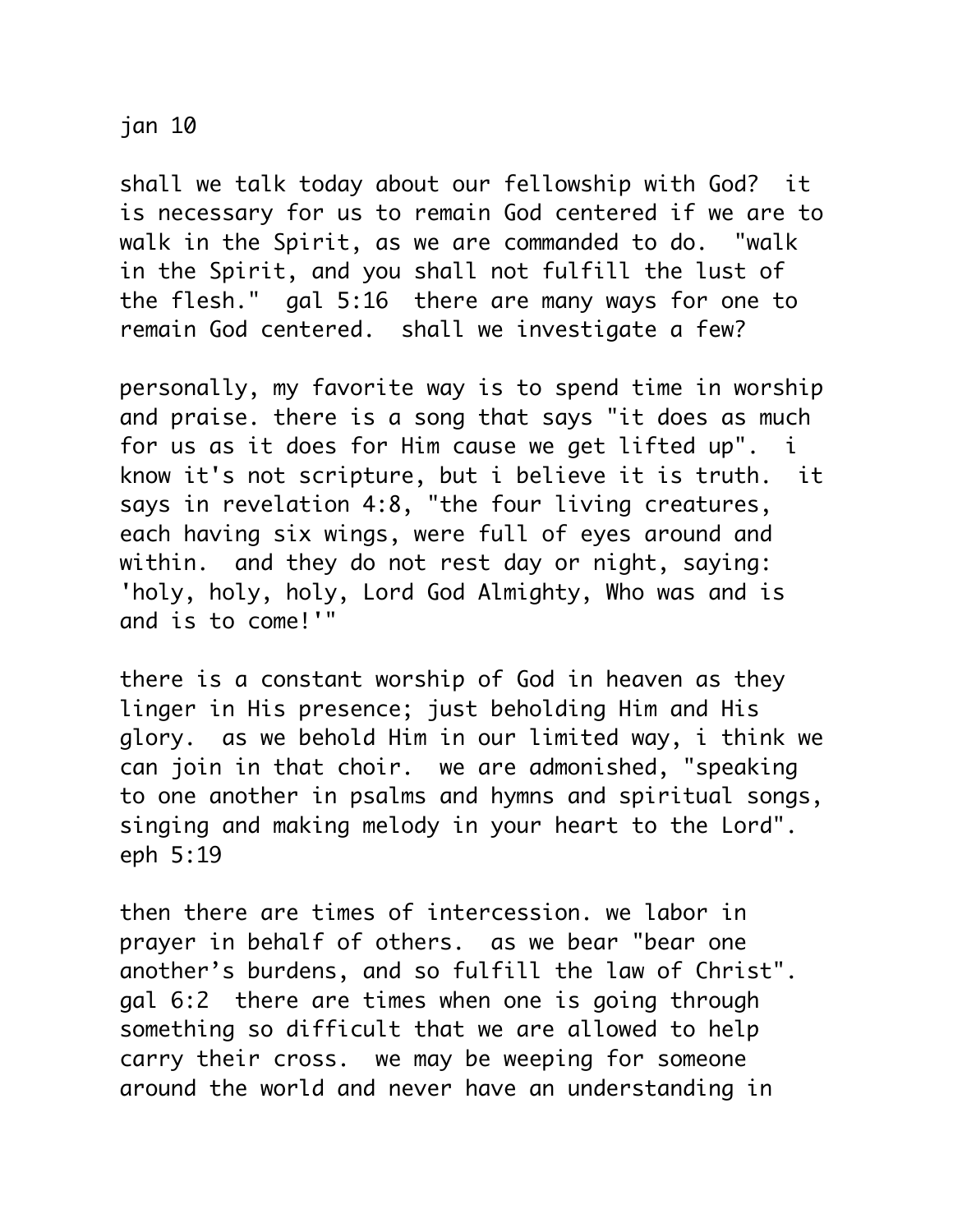jan 10

shall we talk today about our fellowship with God? it is necessary for us to remain God centered if we are to walk in the Spirit, as we are commanded to do. "walk in the Spirit, and you shall not fulfill the lust of the flesh." gal 5:16 there are many ways for one to remain God centered. shall we investigate a few?

personally, my favorite way is to spend time in worship and praise. there is a song that says "it does as much for us as it does for Him cause we get lifted up". i know it's not scripture, but i believe it is truth. it says in revelation 4:8, "the four living creatures, each having six wings, were full of eyes around and within. and they do not rest day or night, saying: 'holy, holy, holy, Lord God Almighty, Who was and is and is to come!'"

there is a constant worship of God in heaven as they linger in His presence; just beholding Him and His glory. as we behold Him in our limited way, i think we can join in that choir. we are admonished, "speaking to one another in psalms and hymns and spiritual songs, singing and making melody in your heart to the Lord". eph 5:19

then there are times of intercession. we labor in prayer in behalf of others. as we bear "bear one another's burdens, and so fulfill the law of Christ". gal 6:2 there are times when one is going through something so difficult that we are allowed to help carry their cross. we may be weeping for someone around the world and never have an understanding in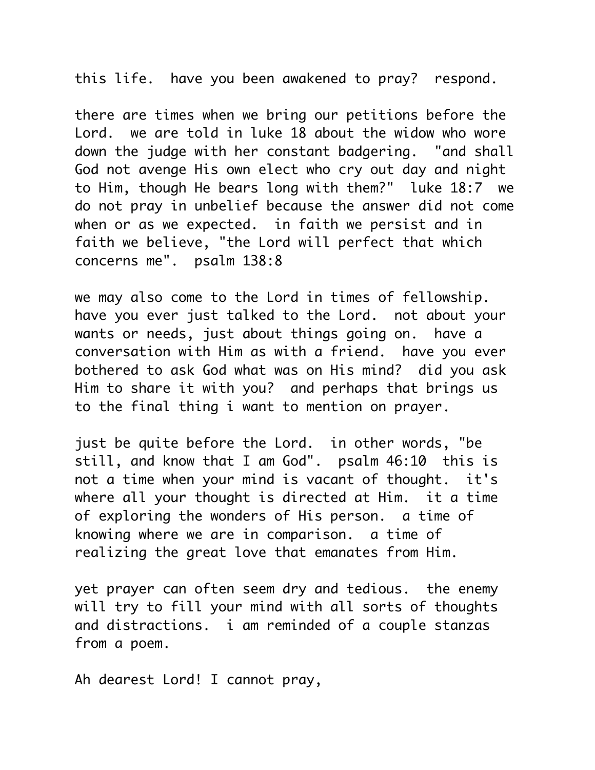this life.  have you been awakened to pray?  respond.

there are times when we bring our petitions before the Lord.  we are told in luke 18 about the widow who wore down the judge with her constant badgering.  "and shall God not avenge His own elect who cry out day and night to Him, though He bears long with them?"  luke 18:7  we do not pray in unbelief because the answer did not come when or as we expected.  in faith we persist and in faith we believe, "the Lord will perfect that which concerns me".  psalm 138:8

we may also come to the Lord in times of fellowship.  have you ever just talked to the Lord.  not about your wants or needs, just about things going on.  have a conversation with Him as with a friend.  have you ever bothered to ask God what was on His mind?  did you ask Him to share it with you?  and perhaps that brings us to the final thing i want to mention on prayer.

just be quite before the Lord.  in other words, "be still, and know that I am God".  psalm 46:10  this is not a time when your mind is vacant of thought.  it's where all your thought is directed at Him.  it a time of exploring the wonders of His person.  a time of knowing where we are in comparison.  a time of realizing the great love that emanates from Him.

yet prayer can often seem dry and tedious.  the enemy will try to fill your mind with all sorts of thoughts and distractions.  i am reminded of a couple stanzas from a poem.

Ah dearest Lord! I cannot pray,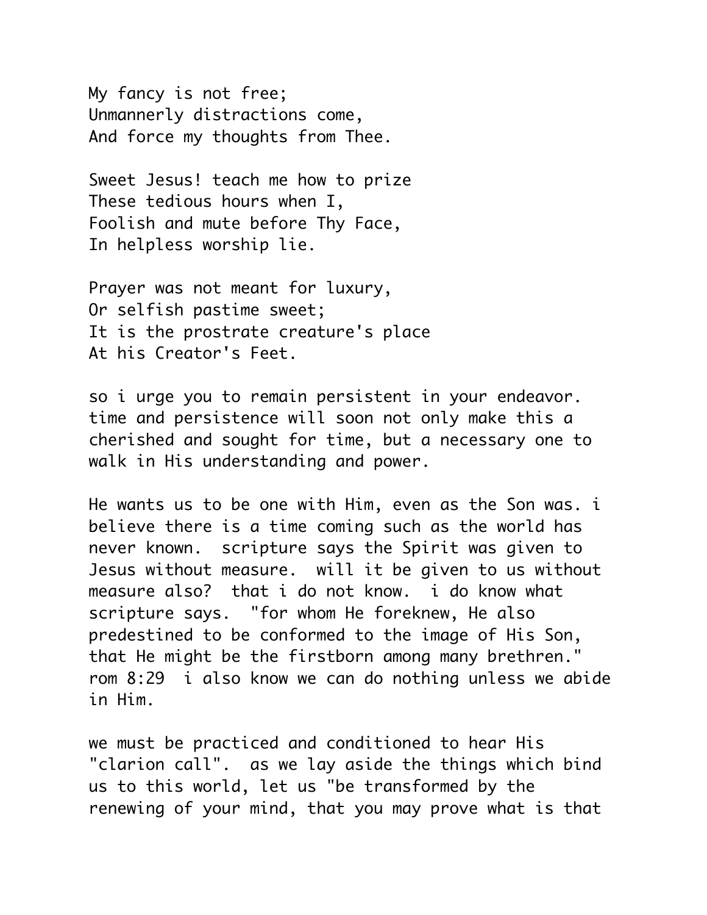My fancy is not free;  
Unmannerly distractions come,  
And force my thoughts from Thee.

Sweet Jesus! teach me how to prize  
These tedious hours when I,  
Foolish and mute before Thy Face,  
In helpless worship lie.

Prayer was not meant for luxury,  
Or selfish pastime sweet;  
It is the prostrate creature's place  
At his Creator's Feet.

so i urge you to remain persistent in your endeavor. time and persistence will soon not only make this a cherished and sought for time, but a necessary one to walk in His understanding and power.

He wants us to be one with Him, even as the Son was. i believe there is a time coming such as the world has never known. scripture says the Spirit was given to Jesus without measure. will it be given to us without measure also? that i do not know. i do know what scripture says. "for whom He foreknew, He also predestined to be conformed to the image of His Son, that He might be the firstborn among many brethren." rom 8:29 i also know we can do nothing unless we abide in Him.

we must be practiced and conditioned to hear His "clarion call". as we lay aside the things which bind us to this world, let us "be transformed by the renewing of your mind, that you may prove what is that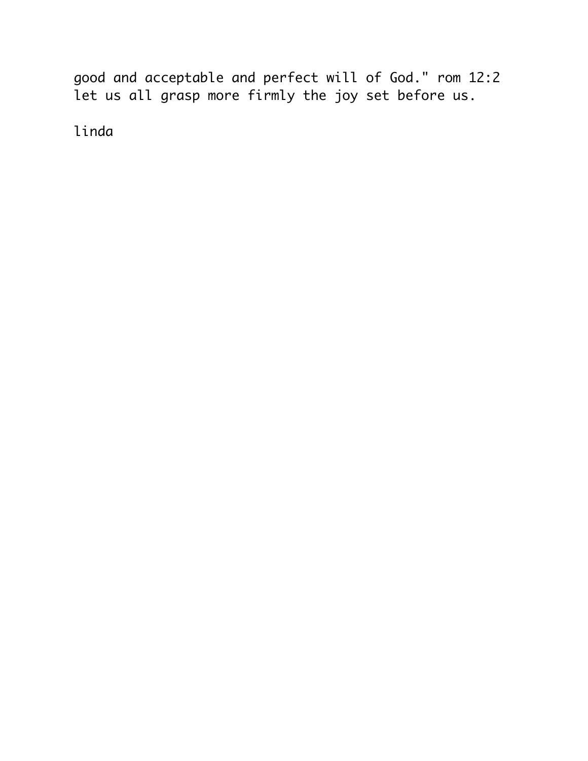good and acceptable and perfect will of God." rom 12:2
let us all grasp more firmly the joy set before us.

linda